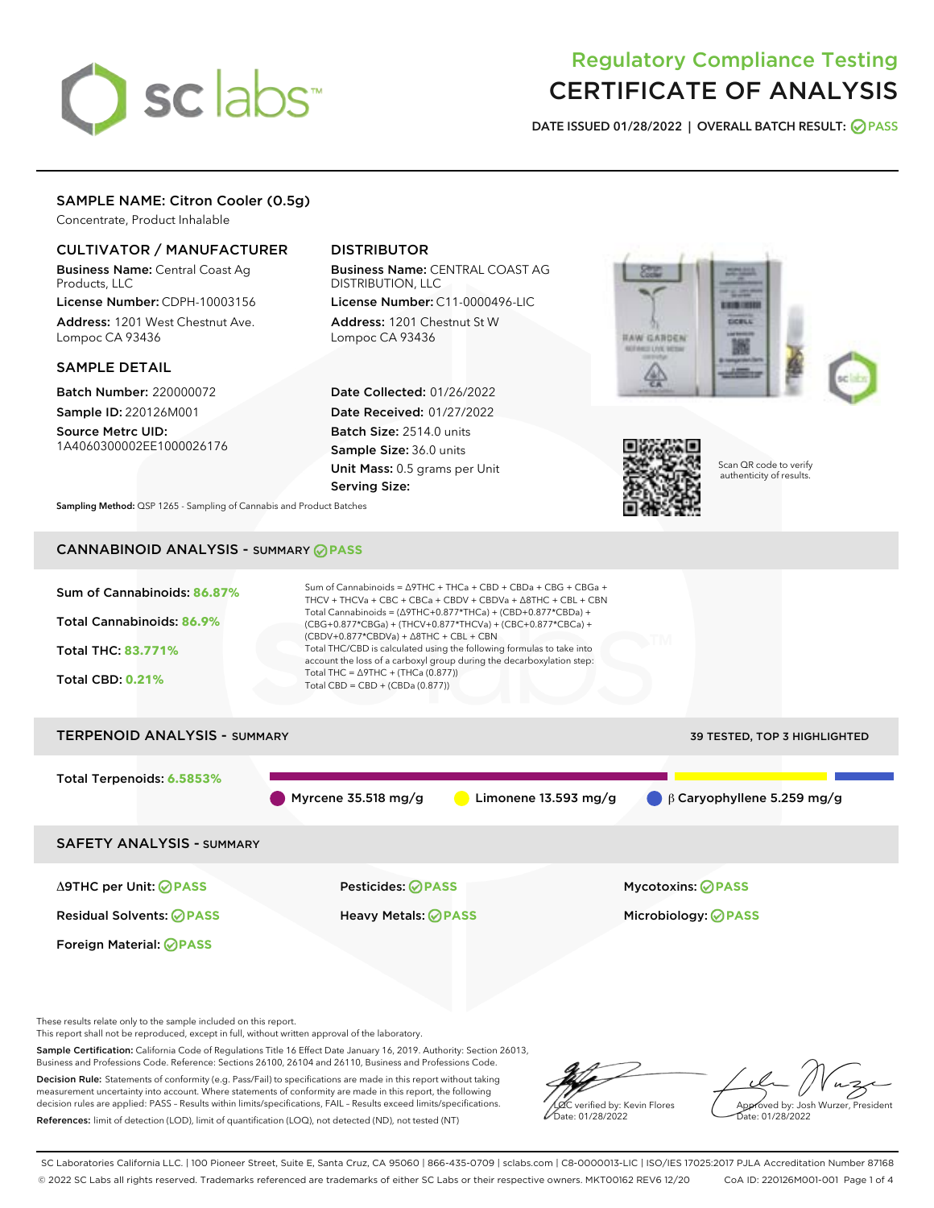# Regulatory Compliance Testing
# CERTIFICATE OF ANALYSIS

**DATE ISSUED 01/28/2022 | OVERALL BATCH RESULT: PASS**

## SAMPLE NAME: Citron Cooler (0.5g)

Concentrate, Product Inhalable

### CULTIVATOR / MANUFACTURER

**Business Name:** Central Coast Ag Products, LLC

**License Number:** CDPH-10003156

**Address:** 1201 West Chestnut Ave. Lompoc CA 93436

### DISTRIBUTOR

**Business Name:** CENTRAL COAST AG DISTRIBUTION, LLC

**License Number:** C11-0000496-LIC

**Address:** 1201 Chestnut St W Lompoc CA 93436

### SAMPLE DETAIL

**Batch Number:** 220000072

**Sample ID:** 220126M001

**Source Metrc UID:** 1A4060300002EE1000026176

**Date Collected:** 01/26/2022

**Date Received:** 01/27/2022

**Batch Size:** 2514.0 units

**Sample Size:** 36.0 units

**Unit Mass:** 0.5 grams per Unit

**Serving Size:**

Scan QR code to verify authenticity of results.

**Sampling Method:** QSP 1265 - Sampling of Cannabis and Product Batches

## CANNABINOID ANALYSIS - SUMMARY PASS

**Sum of Cannabinoids:** 86.87%

**Total Cannabinoids:** 86.9%

**Total THC:** 83.771%

**Total CBD:** 0.21%

Sum of Cannabinoids = Δ9THC + THCa + CBD + CBDa + CBG + CBGa + THCV + THCVa + CBC + CBCa + CBDV + CBDVa + Δ8THC + CBL + CBN

Total Cannabinoids = (Δ9THC+0.877*THCa) + (CBD+0.877*CBDa) + (CBG+0.877*CBGa) + (THCV+0.877*THCVa) + (CBC+0.877*CBCa) + (CBDV+0.877*CBDVa) + Δ8THC + CBL + CBN

Total THC/CBD is calculated using the following formulas to take into account the loss of a carboxyl group during the decarboxylation step:

Total THC = Δ9THC + (THCa (0.877))

Total CBD = CBD + (CBDa (0.877))

## TERPENOID ANALYSIS - SUMMARY

39 TESTED, TOP 3 HIGHLIGHTED

**Total Terpenoids:** 6.5853%

Myrcene 35.518 mg/g | Limonene 13.593 mg/g | β Caryophyllene 5.259 mg/g

## SAFETY ANALYSIS - SUMMARY

| | | |
|---|---|---|
| Δ9THC per Unit: PASS | Pesticides: PASS | Mycotoxins: PASS |
| Residual Solvents: PASS | Heavy Metals: PASS | Microbiology: PASS |
| Foreign Material: PASS | | |

These results relate only to the sample included on this report.
This report shall not be reproduced, except in full, without written approval of the laboratory.

**Sample Certification:** California Code of Regulations Title 16 Effect Date January 16, 2019. Authority: Section 26013, Business and Professions Code. Reference: Sections 26100, 26104 and 26110, Business and Professions Code.

**Decision Rule:** Statements of conformity (e.g. Pass/Fail) to specifications are made in this report without taking measurement uncertainty into account. Where statements of conformity are made in this report, the following decision rules are applied: PASS – Results within limits/specifications, FAIL – Results exceed limits/specifications.

**References:** limit of detection (LOD), limit of quantification (LOQ), not detected (ND), not tested (NT)

LQC verified by: Kevin Flores
Date: 01/28/2022

Approved by: Josh Wurzer, President
Date: 01/28/2022

SC Laboratories California LLC. | 100 Pioneer Street, Suite E, Santa Cruz, CA 95060 | 866-435-0709 | sclabs.com | C8-0000013-LIC | ISO/IES 17025:2017 PJLA Accreditation Number 87168
© 2022 SC Labs all rights reserved. Trademarks referenced are trademarks of either SC Labs or their respective owners. MKT00162 REV6 12/20 CoA ID: 220126M001-001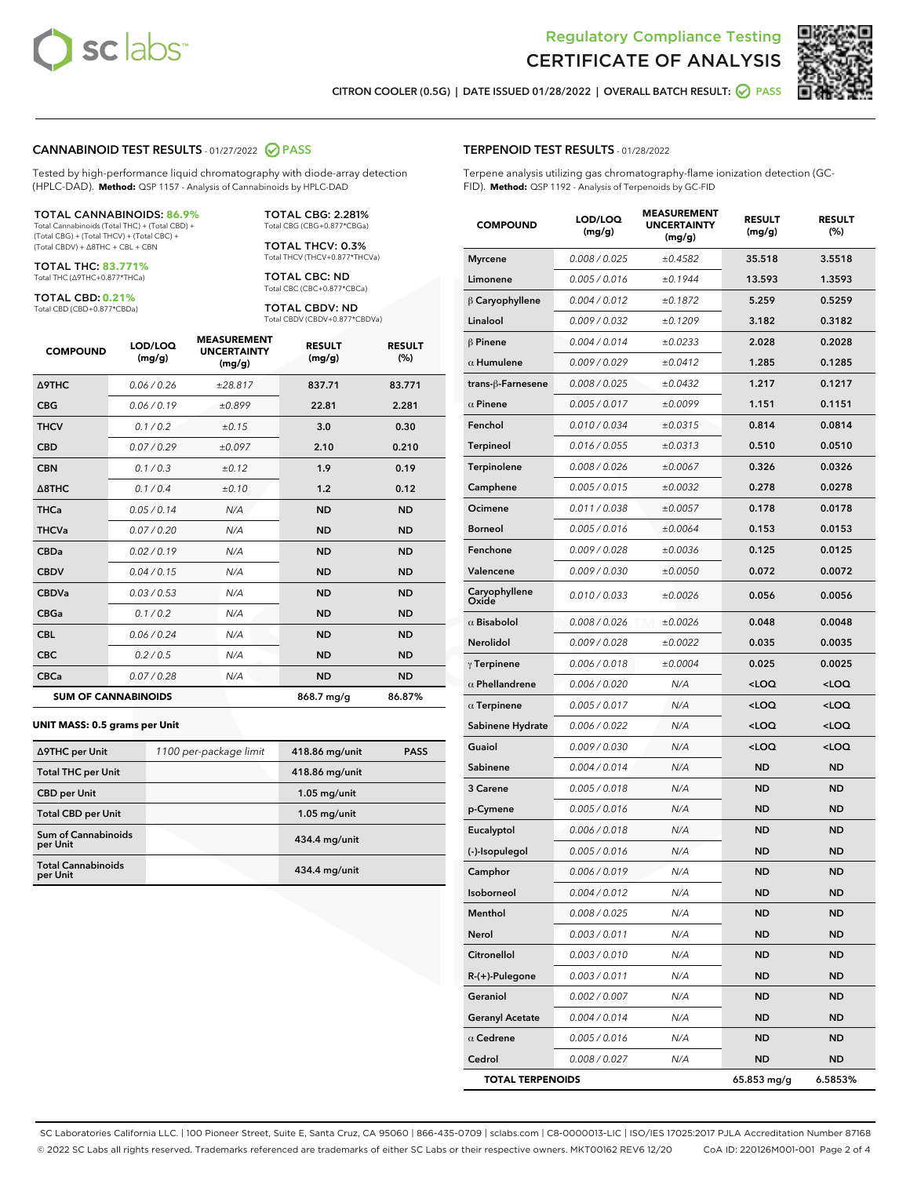# Regulatory Compliance Testing
# CERTIFICATE OF ANALYSIS

CITRON COOLER (0.5G) | DATE ISSUED 01/28/2022 | OVERALL BATCH RESULT: PASS

## CANNABINOID TEST RESULTS - 01/27/2022 PASS

Tested by high-performance liquid chromatography with diode-array detection (HPLC-DAD). **Method:** QSP 1157 - Analysis of Cannabinoids by HPLC-DAD

**TOTAL CANNABINOIDS: 86.9%**
Total Cannabinoids (Total THC) + (Total CBD) + (Total CBG) + (Total THCV) + (Total CBC) + (Total CBDV) + Δ8THC + CBL + CBN

**TOTAL THC: 83.771%**
Total THC (Δ9THC+0.877*THCa)

**TOTAL CBD: 0.21%**
Total CBD (CBD+0.877*CBDa)

**TOTAL CBG: 2.281%**
Total CBG (CBG+0.877*CBGa)

**TOTAL THCV: 0.3%**
Total THCV (THCV+0.877*THCVa)

**TOTAL CBC: ND**
Total CBC (CBC+0.877*CBCa)

**TOTAL CBDV: ND**
Total CBDV (CBDV+0.877*CBDVa)

| COMPOUND | LOD/LOQ (mg/g) | MEASUREMENT UNCERTAINTY (mg/g) | RESULT (mg/g) | RESULT (%) |
|---|---|---|---|---|
| Δ9THC | 0.06 / 0.26 | ±28.817 | 837.71 | 83.771 |
| CBG | 0.06 / 0.19 | ±0.899 | 22.81 | 2.281 |
| THCV | 0.1 / 0.2 | ±0.15 | 3.0 | 0.30 |
| CBD | 0.07 / 0.29 | ±0.097 | 2.10 | 0.210 |
| CBN | 0.1 / 0.3 | ±0.12 | 1.9 | 0.19 |
| Δ8THC | 0.1 / 0.4 | ±0.10 | 1.2 | 0.12 |
| THCa | 0.05 / 0.14 | N/A | ND | ND |
| THCVa | 0.07 / 0.20 | N/A | ND | ND |
| CBDa | 0.02 / 0.19 | N/A | ND | ND |
| CBDV | 0.04 / 0.15 | N/A | ND | ND |
| CBDVa | 0.03 / 0.53 | N/A | ND | ND |
| CBGa | 0.1 / 0.2 | N/A | ND | ND |
| CBL | 0.06 / 0.24 | N/A | ND | ND |
| CBC | 0.2 / 0.5 | N/A | ND | ND |
| CBCa | 0.07 / 0.28 | N/A | ND | ND |
| **SUM OF CANNABINOIDS** | | | 868.7 mg/g | 86.87% |

### UNIT MASS: 0.5 grams per Unit

| | | | |
|---|---|---|---|
| Δ9THC per Unit | 1100 per-package limit | 418.86 mg/unit | PASS |
| Total THC per Unit | | 418.86 mg/unit | |
| CBD per Unit | | 1.05 mg/unit | |
| Total CBD per Unit | | 1.05 mg/unit | |
| Sum of Cannabinoids per Unit | | 434.4 mg/unit | |
| Total Cannabinoids per Unit | | 434.4 mg/unit | |

## TERPENOID TEST RESULTS - 01/28/2022

Terpene analysis utilizing gas chromatography-flame ionization detection (GC-FID). **Method:** QSP 1192 - Analysis of Terpenoids by GC-FID

| COMPOUND | LOD/LOQ (mg/g) | MEASUREMENT UNCERTAINTY (mg/g) | RESULT (mg/g) | RESULT (%) |
|---|---|---|---|---|
| Myrcene | 0.008 / 0.025 | ±0.4582 | 35.518 | 3.5518 |
| Limonene | 0.005 / 0.016 | ±0.1944 | 13.593 | 1.3593 |
| β Caryophyllene | 0.004 / 0.012 | ±0.1872 | 5.259 | 0.5259 |
| Linalool | 0.009 / 0.032 | ±0.1209 | 3.182 | 0.3182 |
| β Pinene | 0.004 / 0.014 | ±0.0233 | 2.028 | 0.2028 |
| α Humulene | 0.009 / 0.029 | ±0.0412 | 1.285 | 0.1285 |
| trans-β-Farnesene | 0.008 / 0.025 | ±0.0432 | 1.217 | 0.1217 |
| α Pinene | 0.005 / 0.017 | ±0.0099 | 1.151 | 0.1151 |
| Fenchol | 0.010 / 0.034 | ±0.0315 | 0.814 | 0.0814 |
| Terpineol | 0.016 / 0.055 | ±0.0313 | 0.510 | 0.0510 |
| Terpinolene | 0.008 / 0.026 | ±0.0067 | 0.326 | 0.0326 |
| Camphene | 0.005 / 0.015 | ±0.0032 | 0.278 | 0.0278 |
| Ocimene | 0.011 / 0.038 | ±0.0057 | 0.178 | 0.0178 |
| Borneol | 0.005 / 0.016 | ±0.0064 | 0.153 | 0.0153 |
| Fenchone | 0.009 / 0.028 | ±0.0036 | 0.125 | 0.0125 |
| Valencene | 0.009 / 0.030 | ±0.0050 | 0.072 | 0.0072 |
| Caryophyllene Oxide | 0.010 / 0.033 | ±0.0026 | 0.056 | 0.0056 |
| α Bisabolol | 0.008 / 0.026 | ±0.0026 | 0.048 | 0.0048 |
| Nerolidol | 0.009 / 0.028 | ±0.0022 | 0.035 | 0.0035 |
| γ Terpinene | 0.006 / 0.018 | ±0.0004 | 0.025 | 0.0025 |
| α Phellandrene | 0.006 / 0.020 | N/A | <LOQ | <LOQ |
| α Terpinene | 0.005 / 0.017 | N/A | <LOQ | <LOQ |
| Sabinene Hydrate | 0.006 / 0.022 | N/A | <LOQ | <LOQ |
| Guaiol | 0.009 / 0.030 | N/A | <LOQ | <LOQ |
| Sabinene | 0.004 / 0.014 | N/A | ND | ND |
| 3 Carene | 0.005 / 0.018 | N/A | ND | ND |
| p-Cymene | 0.005 / 0.016 | N/A | ND | ND |
| Eucalyptol | 0.006 / 0.018 | N/A | ND | ND |
| (-)-Isopulegol | 0.005 / 0.016 | N/A | ND | ND |
| Camphor | 0.006 / 0.019 | N/A | ND | ND |
| Isoborneol | 0.004 / 0.012 | N/A | ND | ND |
| Menthol | 0.008 / 0.025 | N/A | ND | ND |
| Nerol | 0.003 / 0.011 | N/A | ND | ND |
| Citronellol | 0.003 / 0.010 | N/A | ND | ND |
| R-(+)-Pulegone | 0.003 / 0.011 | N/A | ND | ND |
| Geraniol | 0.002 / 0.007 | N/A | ND | ND |
| Geranyl Acetate | 0.004 / 0.014 | N/A | ND | ND |
| α Cedrene | 0.005 / 0.016 | N/A | ND | ND |
| Cedrol | 0.008 / 0.027 | N/A | ND | ND |
| **TOTAL TERPENOIDS** | | | 65.853 mg/g | 6.5853% |

SC Laboratories California LLC. | 100 Pioneer Street, Suite E, Santa Cruz, CA 95060 | 866-435-0709 | sclabs.com | C8-0000013-LIC | ISO/IES 17025:2017 PJLA Accreditation Number 87168
© 2022 SC Labs all rights reserved. Trademarks referenced are trademarks of either SC Labs or their respective owners. MKT00162 REV6 12/20 CoA ID: 220126M001-001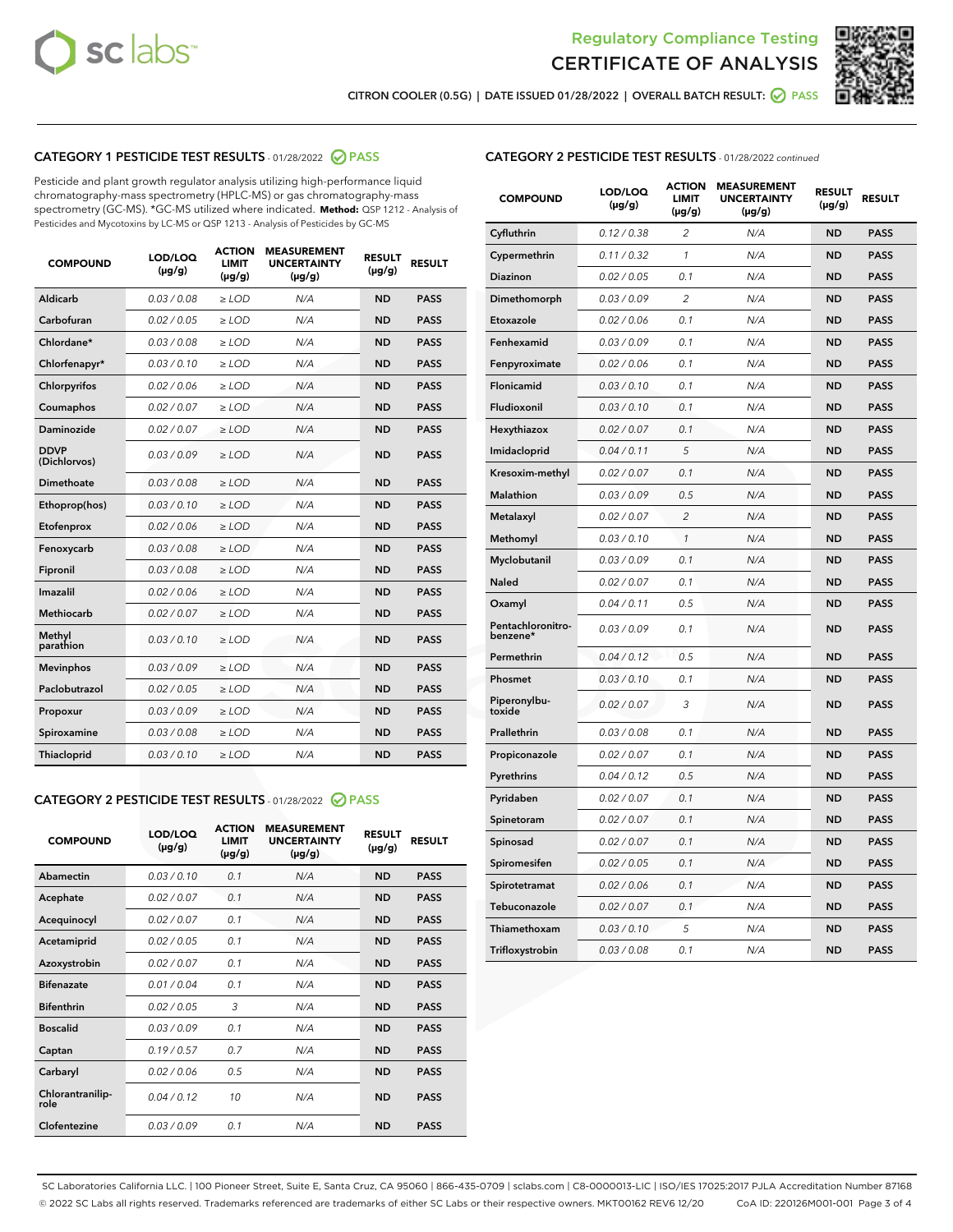Regulatory Compliance Testing

# CERTIFICATE OF ANALYSIS

CITRON COOLER (0.5G) | DATE ISSUED 01/28/2022 | OVERALL BATCH RESULT: PASS

## CATEGORY 1 PESTICIDE TEST RESULTS - 01/28/2022 PASS

Pesticide and plant growth regulator analysis utilizing high-performance liquid chromatography-mass spectrometry (HPLC-MS) or gas chromatography-mass spectrometry (GC-MS). *GC-MS utilized where indicated. **Method:** QSP 1212 - Analysis of Pesticides and Mycotoxins by LC-MS or QSP 1213 - Analysis of Pesticides by GC-MS

| COMPOUND | LOD/LOQ (µg/g) | ACTION LIMIT (µg/g) | MEASUREMENT UNCERTAINTY (µg/g) | RESULT (µg/g) | RESULT |
|---|---|---|---|---|---|
| Aldicarb | 0.03 / 0.08 | ≥ LOD | N/A | ND | PASS |
| Carbofuran | 0.02 / 0.05 | ≥ LOD | N/A | ND | PASS |
| Chlordane* | 0.03 / 0.08 | ≥ LOD | N/A | ND | PASS |
| Chlorfenapyr* | 0.03 / 0.10 | ≥ LOD | N/A | ND | PASS |
| Chlorpyrifos | 0.02 / 0.06 | ≥ LOD | N/A | ND | PASS |
| Coumaphos | 0.02 / 0.07 | ≥ LOD | N/A | ND | PASS |
| Daminozide | 0.02 / 0.07 | ≥ LOD | N/A | ND | PASS |
| DDVP (Dichlorvos) | 0.03 / 0.09 | ≥ LOD | N/A | ND | PASS |
| Dimethoate | 0.03 / 0.08 | ≥ LOD | N/A | ND | PASS |
| Ethoprop(hos) | 0.03 / 0.10 | ≥ LOD | N/A | ND | PASS |
| Etofenprox | 0.02 / 0.06 | ≥ LOD | N/A | ND | PASS |
| Fenoxycarb | 0.03 / 0.08 | ≥ LOD | N/A | ND | PASS |
| Fipronil | 0.03 / 0.08 | ≥ LOD | N/A | ND | PASS |
| Imazalil | 0.02 / 0.06 | ≥ LOD | N/A | ND | PASS |
| Methiocarb | 0.02 / 0.07 | ≥ LOD | N/A | ND | PASS |
| Methyl parathion | 0.03 / 0.10 | ≥ LOD | N/A | ND | PASS |
| Mevinphos | 0.03 / 0.09 | ≥ LOD | N/A | ND | PASS |
| Paclobutrazol | 0.02 / 0.05 | ≥ LOD | N/A | ND | PASS |
| Propoxur | 0.03 / 0.09 | ≥ LOD | N/A | ND | PASS |
| Spiroxamine | 0.03 / 0.08 | ≥ LOD | N/A | ND | PASS |
| Thiacloprid | 0.03 / 0.10 | ≥ LOD | N/A | ND | PASS |

## CATEGORY 2 PESTICIDE TEST RESULTS - 01/28/2022 PASS

| COMPOUND | LOD/LOQ (µg/g) | ACTION LIMIT (µg/g) | MEASUREMENT UNCERTAINTY (µg/g) | RESULT (µg/g) | RESULT |
|---|---|---|---|---|---|
| Abamectin | 0.03 / 0.10 | 0.1 | N/A | ND | PASS |
| Acephate | 0.02 / 0.07 | 0.1 | N/A | ND | PASS |
| Acequinocyl | 0.02 / 0.07 | 0.1 | N/A | ND | PASS |
| Acetamiprid | 0.02 / 0.05 | 0.1 | N/A | ND | PASS |
| Azoxystrobin | 0.02 / 0.07 | 0.1 | N/A | ND | PASS |
| Bifenazate | 0.01 / 0.04 | 0.1 | N/A | ND | PASS |
| Bifenthrin | 0.02 / 0.05 | 3 | N/A | ND | PASS |
| Boscalid | 0.03 / 0.09 | 0.1 | N/A | ND | PASS |
| Captan | 0.19 / 0.57 | 0.7 | N/A | ND | PASS |
| Carbaryl | 0.02 / 0.06 | 0.5 | N/A | ND | PASS |
| Chlorantraniliprole | 0.04 / 0.12 | 10 | N/A | ND | PASS |
| Clofentezine | 0.03 / 0.09 | 0.1 | N/A | ND | PASS |
| Cyfluthrin | 0.12 / 0.38 | 2 | N/A | ND | PASS |
| Cypermethrin | 0.11 / 0.32 | 1 | N/A | ND | PASS |
| Diazinon | 0.02 / 0.05 | 0.1 | N/A | ND | PASS |
| Dimethomorph | 0.03 / 0.09 | 2 | N/A | ND | PASS |
| Etoxazole | 0.02 / 0.06 | 0.1 | N/A | ND | PASS |
| Fenhexamid | 0.03 / 0.09 | 0.1 | N/A | ND | PASS |
| Fenpyroximate | 0.02 / 0.06 | 0.1 | N/A | ND | PASS |
| Flonicamid | 0.03 / 0.10 | 0.1 | N/A | ND | PASS |
| Fludioxonil | 0.03 / 0.10 | 0.1 | N/A | ND | PASS |
| Hexythiazox | 0.02 / 0.07 | 0.1 | N/A | ND | PASS |
| Imidacloprid | 0.04 / 0.11 | 5 | N/A | ND | PASS |
| Kresoxim-methyl | 0.02 / 0.07 | 0.1 | N/A | ND | PASS |
| Malathion | 0.03 / 0.09 | 0.5 | N/A | ND | PASS |
| Metalaxyl | 0.02 / 0.07 | 2 | N/A | ND | PASS |
| Methomyl | 0.03 / 0.10 | 1 | N/A | ND | PASS |
| Myclobutanil | 0.03 / 0.09 | 0.1 | N/A | ND | PASS |
| Naled | 0.02 / 0.07 | 0.1 | N/A | ND | PASS |
| Oxamyl | 0.04 / 0.11 | 0.5 | N/A | ND | PASS |
| Pentachloronitrobenzene* | 0.03 / 0.09 | 0.1 | N/A | ND | PASS |
| Permethrin | 0.04 / 0.12 | 0.5 | N/A | ND | PASS |
| Phosmet | 0.03 / 0.10 | 0.1 | N/A | ND | PASS |
| Piperonylbutoxide | 0.02 / 0.07 | 3 | N/A | ND | PASS |
| Prallethrin | 0.03 / 0.08 | 0.1 | N/A | ND | PASS |
| Propiconazole | 0.02 / 0.07 | 0.1 | N/A | ND | PASS |
| Pyrethrins | 0.04 / 0.12 | 0.5 | N/A | ND | PASS |
| Pyridaben | 0.02 / 0.07 | 0.1 | N/A | ND | PASS |
| Spinetoram | 0.02 / 0.07 | 0.1 | N/A | ND | PASS |
| Spinosad | 0.02 / 0.07 | 0.1 | N/A | ND | PASS |
| Spiromesifen | 0.02 / 0.05 | 0.1 | N/A | ND | PASS |
| Spirotetramat | 0.02 / 0.06 | 0.1 | N/A | ND | PASS |
| Tebuconazole | 0.02 / 0.07 | 0.1 | N/A | ND | PASS |
| Thiamethoxam | 0.03 / 0.10 | 5 | N/A | ND | PASS |
| Trifloxystrobin | 0.03 / 0.08 | 0.1 | N/A | ND | PASS |

SC Laboratories California LLC. | 100 Pioneer Street, Suite E, Santa Cruz, CA 95060 | 866-435-0709 | sclabs.com | C8-0000013-LIC | ISO/IES 17025:2017 PJLA Accreditation Number 87168
© 2022 SC Labs all rights reserved. Trademarks referenced are trademarks of either SC Labs or their respective owners. MKT00162 REV6 12/20 CoA ID: 220126M001-001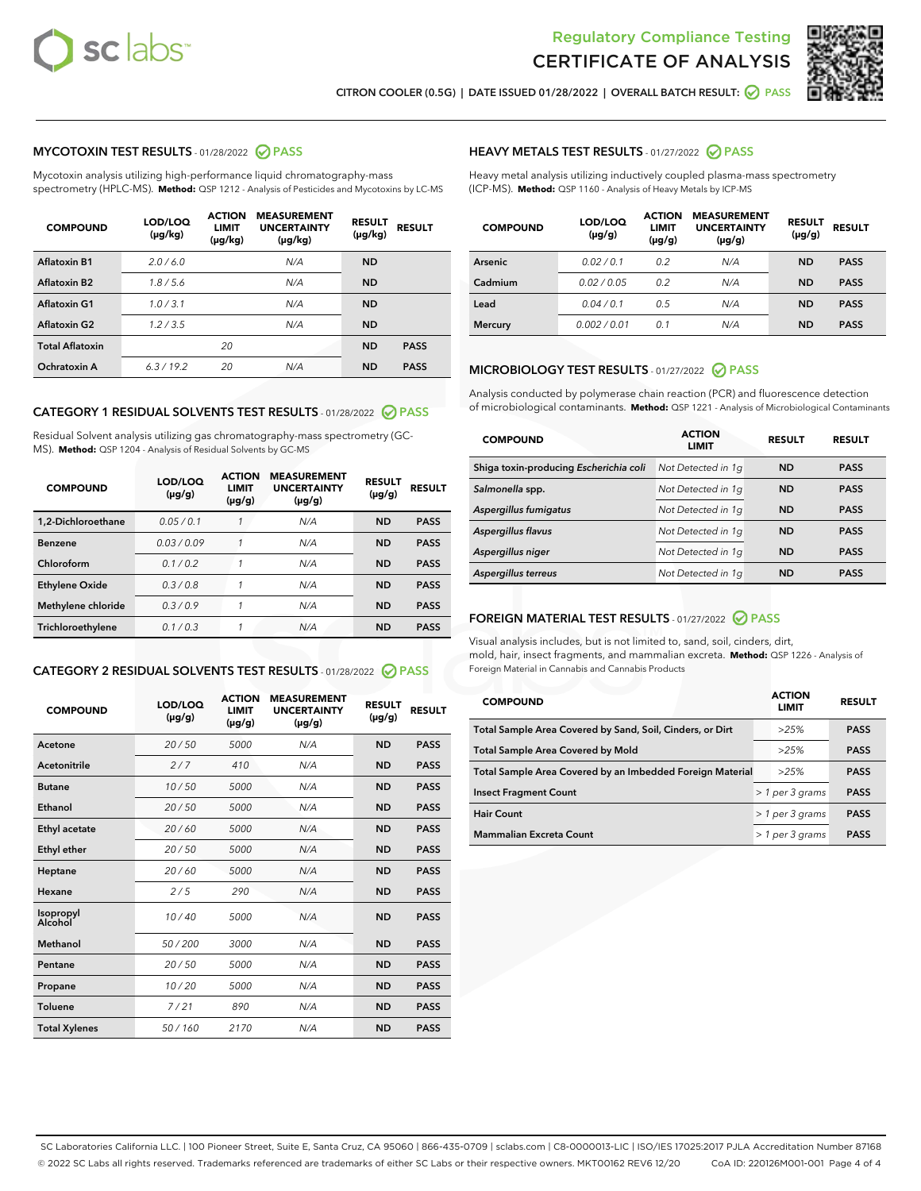Regulatory Compliance Testing

# CERTIFICATE OF ANALYSIS

CITRON COOLER (0.5G) | DATE ISSUED 01/28/2022 | OVERALL BATCH RESULT: PASS

## MYCOTOXIN TEST RESULTS - 01/28/2022 PASS

Mycotoxin analysis utilizing high-performance liquid chromatography-mass spectrometry (HPLC-MS). **Method:** QSP 1212 - Analysis of Pesticides and Mycotoxins by LC-MS

| COMPOUND | LOD/LOQ (µg/kg) | ACTION LIMIT (µg/kg) | MEASUREMENT UNCERTAINTY (µg/kg) | RESULT (µg/kg) | RESULT |
|---|---|---|---|---|---|
| Aflatoxin B1 | 2.0 / 6.0 | | N/A | ND | |
| Aflatoxin B2 | 1.8 / 5.6 | | N/A | ND | |
| Aflatoxin G1 | 1.0 / 3.1 | | N/A | ND | |
| Aflatoxin G2 | 1.2 / 3.5 | | N/A | ND | |
| Total Aflatoxin | | 20 | | ND | PASS |
| Ochratoxin A | 6.3 / 19.2 | 20 | N/A | ND | PASS |

## CATEGORY 1 RESIDUAL SOLVENTS TEST RESULTS - 01/28/2022 PASS

Residual Solvent analysis utilizing gas chromatography-mass spectrometry (GC-MS). **Method:** QSP 1204 - Analysis of Residual Solvents by GC-MS

| COMPOUND | LOD/LOQ (µg/g) | ACTION LIMIT (µg/g) | MEASUREMENT UNCERTAINTY (µg/g) | RESULT (µg/g) | RESULT |
|---|---|---|---|---|---|
| 1,2-Dichloroethane | 0.05 / 0.1 | 1 | N/A | ND | PASS |
| Benzene | 0.03 / 0.09 | 1 | N/A | ND | PASS |
| Chloroform | 0.1 / 0.2 | 1 | N/A | ND | PASS |
| Ethylene Oxide | 0.3 / 0.8 | 1 | N/A | ND | PASS |
| Methylene chloride | 0.3 / 0.9 | 1 | N/A | ND | PASS |
| Trichloroethylene | 0.1 / 0.3 | 1 | N/A | ND | PASS |

## CATEGORY 2 RESIDUAL SOLVENTS TEST RESULTS - 01/28/2022 PASS

| COMPOUND | LOD/LOQ (µg/g) | ACTION LIMIT (µg/g) | MEASUREMENT UNCERTAINTY (µg/g) | RESULT (µg/g) | RESULT |
|---|---|---|---|---|---|
| Acetone | 20 / 50 | 5000 | N/A | ND | PASS |
| Acetonitrile | 2 / 7 | 410 | N/A | ND | PASS |
| Butane | 10 / 50 | 5000 | N/A | ND | PASS |
| Ethanol | 20 / 50 | 5000 | N/A | ND | PASS |
| Ethyl acetate | 20 / 60 | 5000 | N/A | ND | PASS |
| Ethyl ether | 20 / 50 | 5000 | N/A | ND | PASS |
| Heptane | 20 / 60 | 5000 | N/A | ND | PASS |
| Hexane | 2 / 5 | 290 | N/A | ND | PASS |
| Isopropyl Alcohol | 10 / 40 | 5000 | N/A | ND | PASS |
| Methanol | 50 / 200 | 3000 | N/A | ND | PASS |
| Pentane | 20 / 50 | 5000 | N/A | ND | PASS |
| Propane | 10 / 20 | 5000 | N/A | ND | PASS |
| Toluene | 7 / 21 | 890 | N/A | ND | PASS |
| Total Xylenes | 50 / 160 | 2170 | N/A | ND | PASS |

## HEAVY METALS TEST RESULTS - 01/27/2022 PASS

Heavy metal analysis utilizing inductively coupled plasma-mass spectrometry (ICP-MS). **Method:** QSP 1160 - Analysis of Heavy Metals by ICP-MS

| COMPOUND | LOD/LOQ (µg/g) | ACTION LIMIT (µg/g) | MEASUREMENT UNCERTAINTY (µg/g) | RESULT (µg/g) | RESULT |
|---|---|---|---|---|---|
| Arsenic | 0.02 / 0.1 | 0.2 | N/A | ND | PASS |
| Cadmium | 0.02 / 0.05 | 0.2 | N/A | ND | PASS |
| Lead | 0.04 / 0.1 | 0.5 | N/A | ND | PASS |
| Mercury | 0.002 / 0.01 | 0.1 | N/A | ND | PASS |

## MICROBIOLOGY TEST RESULTS - 01/27/2022 PASS

Analysis conducted by polymerase chain reaction (PCR) and fluorescence detection of microbiological contaminants. **Method:** QSP 1221 - Analysis of Microbiological Contaminants

| COMPOUND | ACTION LIMIT | RESULT | RESULT |
|---|---|---|---|
| Shiga toxin-producing *Escherichia coli* | Not Detected in 1g | ND | PASS |
| *Salmonella* spp. | Not Detected in 1g | ND | PASS |
| *Aspergillus fumigatus* | Not Detected in 1g | ND | PASS |
| *Aspergillus flavus* | Not Detected in 1g | ND | PASS |
| *Aspergillus niger* | Not Detected in 1g | ND | PASS |
| *Aspergillus terreus* | Not Detected in 1g | ND | PASS |

## FOREIGN MATERIAL TEST RESULTS - 01/27/2022 PASS

Visual analysis includes, but is not limited to, sand, soil, cinders, dirt, mold, hair, insect fragments, and mammalian excreta. **Method:** QSP 1226 - Analysis of Foreign Material in Cannabis and Cannabis Products

| COMPOUND | ACTION LIMIT | RESULT |
|---|---|---|
| Total Sample Area Covered by Sand, Soil, Cinders, or Dirt | >25% | PASS |
| Total Sample Area Covered by Mold | >25% | PASS |
| Total Sample Area Covered by an Imbedded Foreign Material | >25% | PASS |
| Insect Fragment Count | > 1 per 3 grams | PASS |
| Hair Count | > 1 per 3 grams | PASS |
| Mammalian Excreta Count | > 1 per 3 grams | PASS |

SC Laboratories California LLC. | 100 Pioneer Street, Suite E, Santa Cruz, CA 95060 | 866-435-0709 | sclabs.com | C8-0000013-LIC | ISO/IES 17025:2017 PJLA Accreditation Number 87168
© 2022 SC Labs all rights reserved. Trademarks referenced are trademarks of either SC Labs or their respective owners. MKT00162 REV6 12/20 CoA ID: 220126M001-001